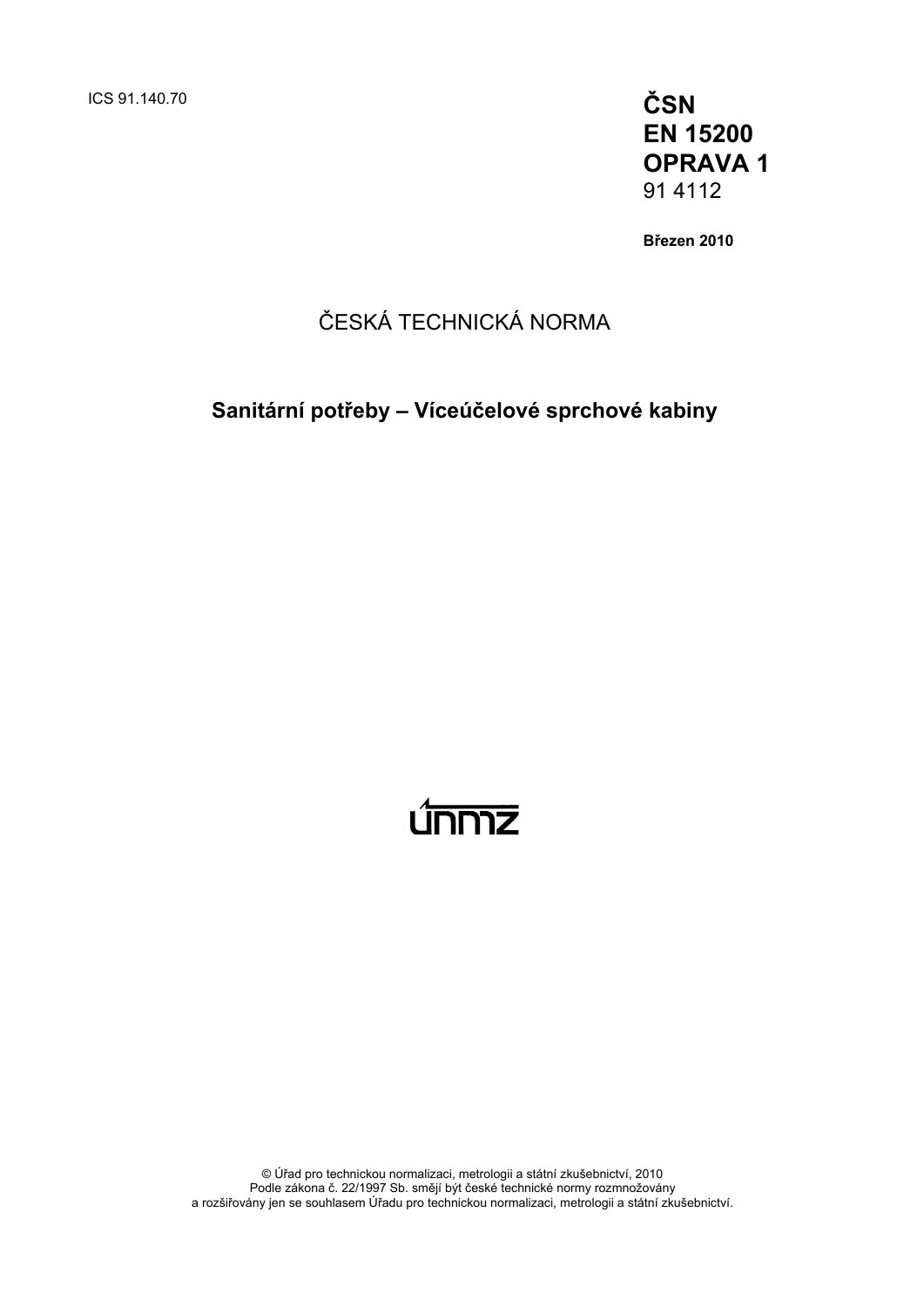ICS 91.140.70

**ČSN**
**EN 15200**
**OPRAVA 1**
91 4112

**Březen 2010**

ČESKÁ TECHNICKÁ NORMA

**Sanitární potřeby – Víceúčelové sprchové kabiny**

únmz

© Úřad pro technickou normalizaci, metrologii a státní zkušebnictví, 2010
Podle zákona č. 22/1997 Sb. smějí být české technické normy rozmnožovány
a rozšiřovány jen se souhlasem Úřadu pro technickou normalizaci, metrologii a státní zkušebnictví.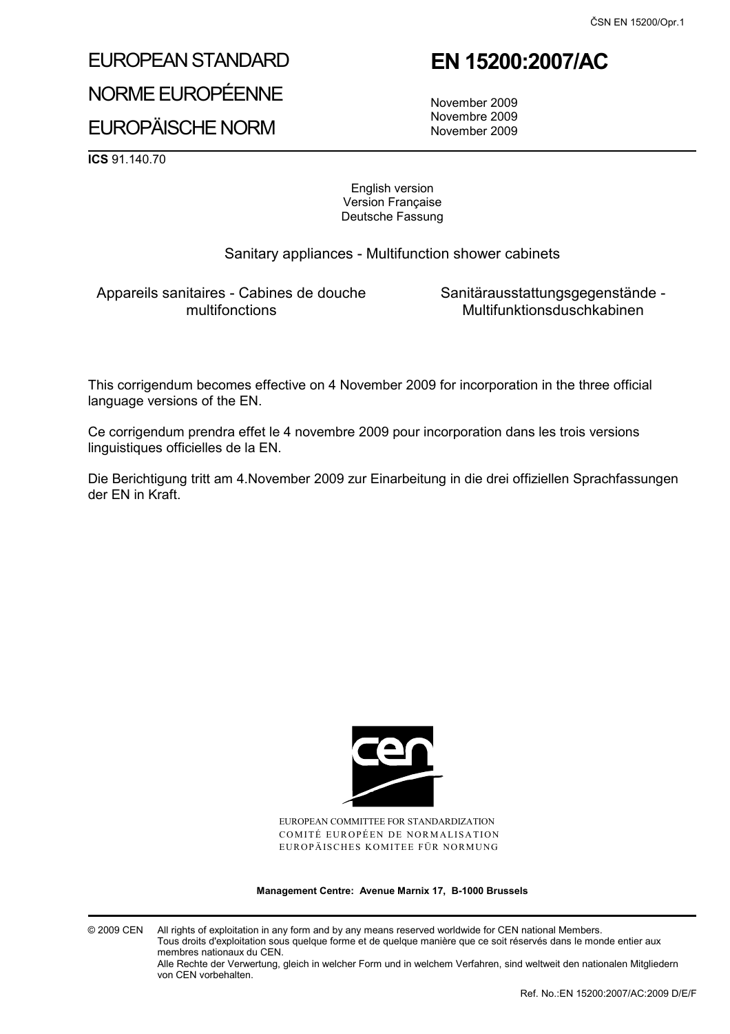# EUROPEAN STANDARD

# NORME EUROPÉENNE

# EUROPÄISCHE NORM

# EN 15200:2007/AC

November 2009
Novembre 2009
November 2009

**ICS** 91.140.70

English version
Version Française
Deutsche Fassung

Sanitary appliances - Multifunction shower cabinets

Appareils sanitaires - Cabines de douche multifonctions

Sanitärausstattungsgegenstände - Multifunktionsduschkabinen

This corrigendum becomes effective on 4 November 2009 for incorporation in the three official language versions of the EN.

Ce corrigendum prendra effet le 4 novembre 2009 pour incorporation dans les trois versions linguistiques officielles de la EN.

Die Berichtigung tritt am 4.November 2009 zur Einarbeitung in die drei offiziellen Sprachfassungen der EN in Kraft.

EUROPEAN COMMITTEE FOR STANDARDIZATION
COMITÉ EUROPÉEN DE NORMALISATION
EUROPÄISCHES KOMITEE FÜR NORMUNG

**Management Centre: Avenue Marnix 17, B-1000 Brussels**

© 2009 CEN All rights of exploitation in any form and by any means reserved worldwide for CEN national Members.
Tous droits d'exploitation sous quelque forme et de quelque manière que ce soit réservés dans le monde entier aux membres nationaux du CEN.
Alle Rechte der Verwertung, gleich in welcher Form und in welchem Verfahren, sind weltweit den nationalen Mitgliedern von CEN vorbehalten.

Ref. No.:EN 15200:2007/AC:2009 D/E/F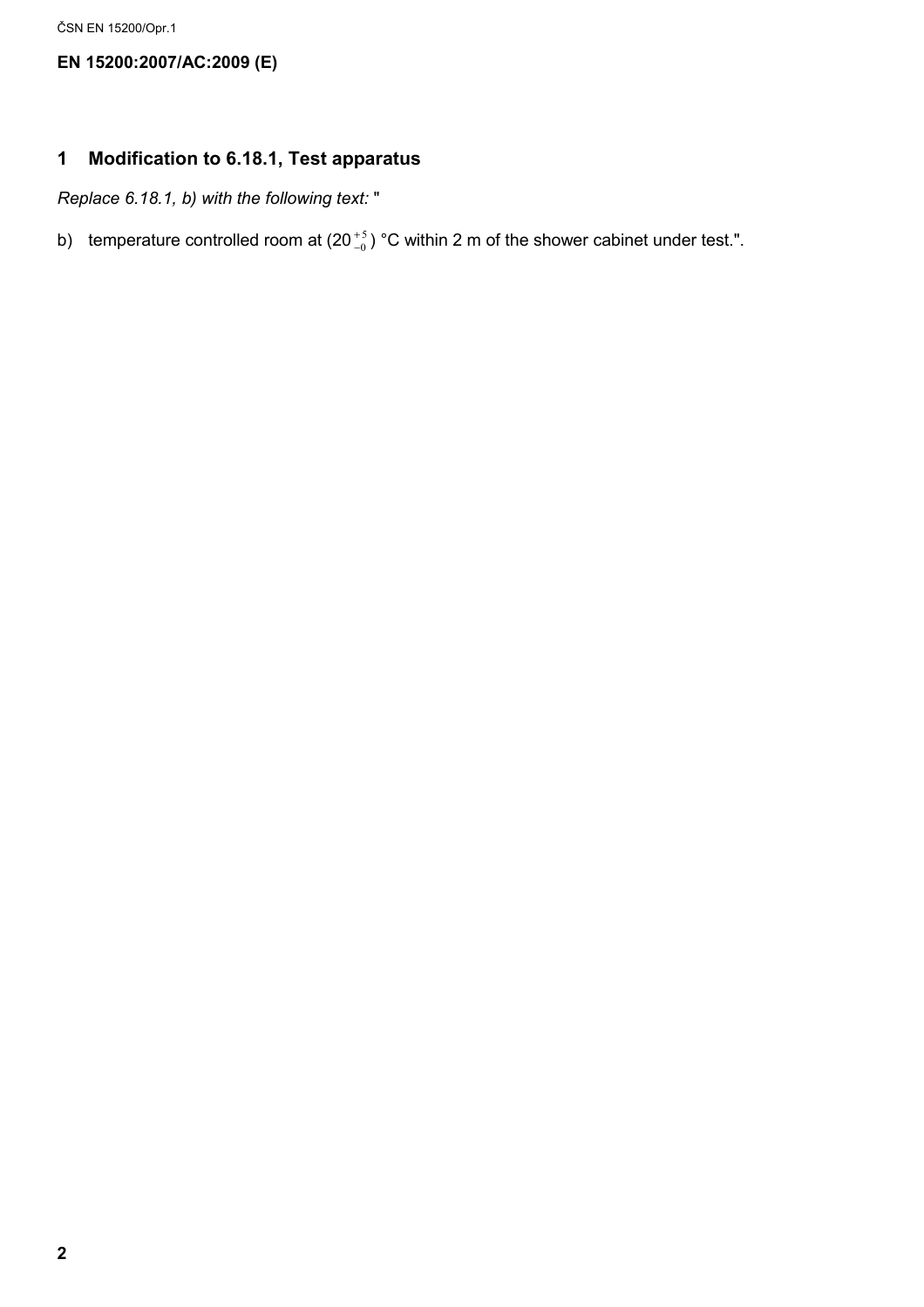**EN 15200:2007/AC:2009 (E)**

## 1 Modification to 6.18.1, Test apparatus

*Replace 6.18.1, b) with the following text:* "

b) temperature controlled room at ($20^{+5}_{-0}$) °C within 2 m of the shower cabinet under test.".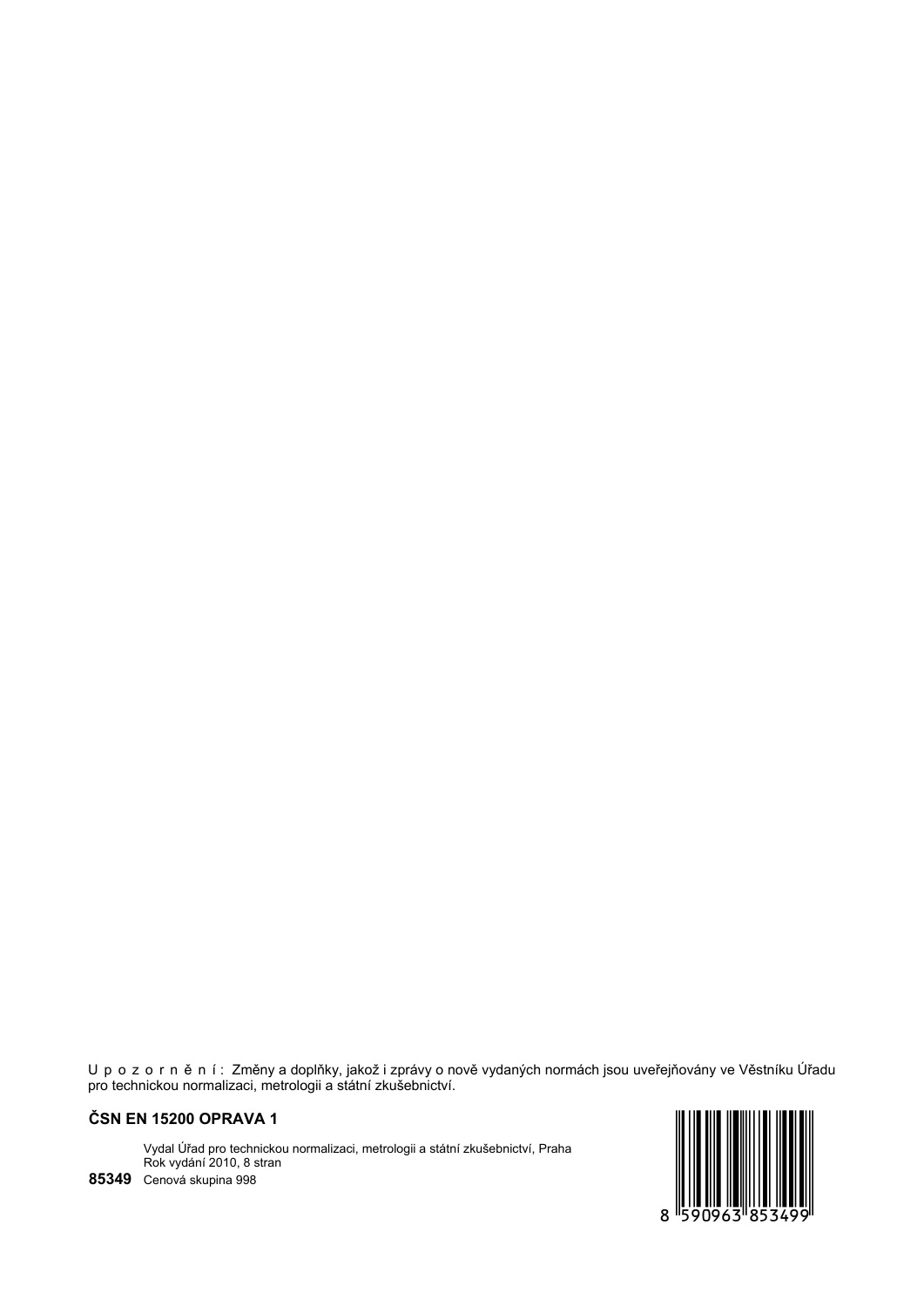U p o z o r n ě n í : Změny a doplňky, jakož i zprávy o nově vydaných normách jsou uveřejňovány ve Věstníku Úřadu pro technickou normalizaci, metrologii a státní zkušebnictví.

**ČSN EN 15200 OPRAVA 1**

Vydal Úřad pro technickou normalizaci, metrologii a státní zkušebnictví, Praha
Rok vydání 2010, 8 stran

**85349** Cenová skupina 998

8 590963 853499